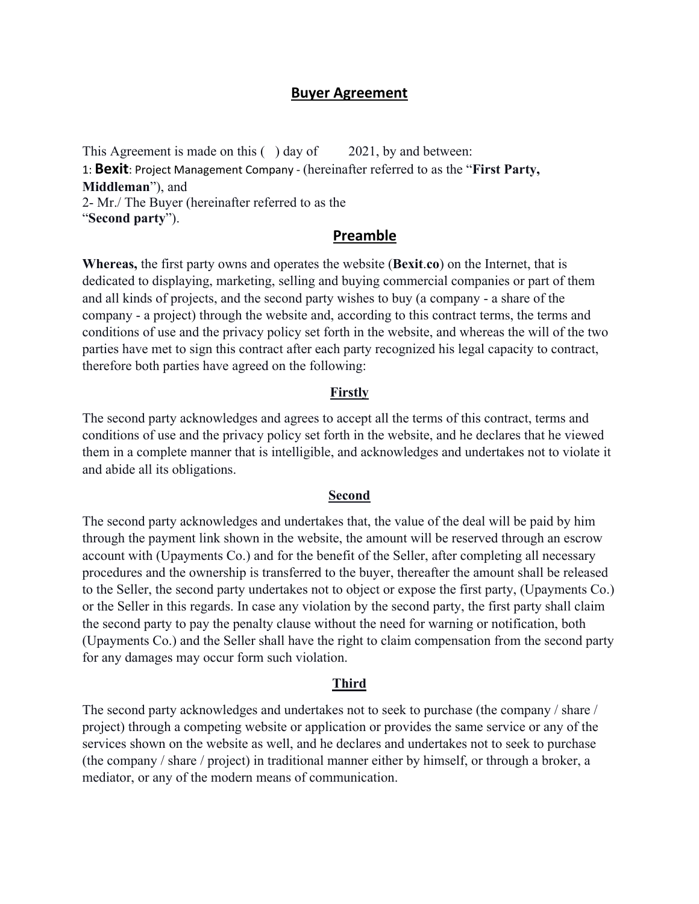# Buyer Agreement

This Agreement is made on this ( ) day of 2021, by and between:
1: **Bexit**: Project Management Company - (hereinafter referred to as the "**First Party, Middleman**"), and
2- Mr./ The Buyer (hereinafter referred to as the "**Second party**").

## Preamble

**Whereas,** the first party owns and operates the website (**Bexit**.**co**) on the Internet, that is dedicated to displaying, marketing, selling and buying commercial companies or part of them and all kinds of projects, and the second party wishes to buy (a company - a share of the company - a project) through the website and, according to this contract terms, the terms and conditions of use and the privacy policy set forth in the website, and whereas the will of the two parties have met to sign this contract after each party recognized his legal capacity to contract, therefore both parties have agreed on the following:

### Firstly

The second party acknowledges and agrees to accept all the terms of this contract, terms and conditions of use and the privacy policy set forth in the website, and he declares that he viewed them in a complete manner that is intelligible, and acknowledges and undertakes not to violate it and abide all its obligations.

### Second

The second party acknowledges and undertakes that, the value of the deal will be paid by him through the payment link shown in the website, the amount will be reserved through an escrow account with (Upayments Co.) and for the benefit of the Seller, after completing all necessary procedures and the ownership is transferred to the buyer, thereafter the amount shall be released to the Seller, the second party undertakes not to object or expose the first party, (Upayments Co.) or the Seller in this regards. In case any violation by the second party, the first party shall claim the second party to pay the penalty clause without the need for warning or notification, both (Upayments Co.) and the Seller shall have the right to claim compensation from the second party for any damages may occur form such violation.

### Third

The second party acknowledges and undertakes not to seek to purchase (the company / share / project) through a competing website or application or provides the same service or any of the services shown on the website as well, and he declares and undertakes not to seek to purchase (the company / share / project) in traditional manner either by himself, or through a broker, a mediator, or any of the modern means of communication.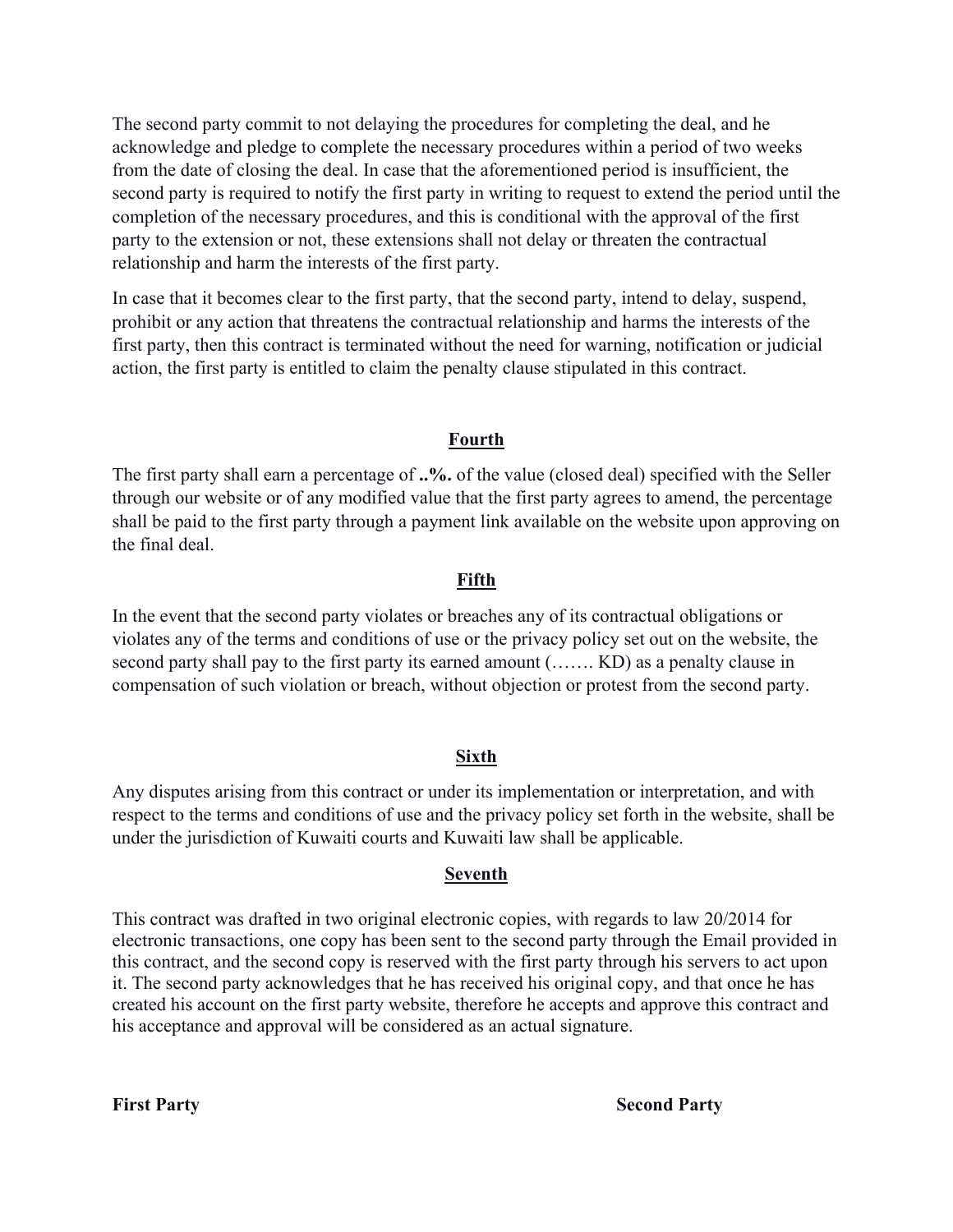The second party commit to not delaying the procedures for completing the deal, and he acknowledge and pledge to complete the necessary procedures within a period of two weeks from the date of closing the deal. In case that the aforementioned period is insufficient, the second party is required to notify the first party in writing to request to extend the period until the completion of the necessary procedures, and this is conditional with the approval of the first party to the extension or not, these extensions shall not delay or threaten the contractual relationship and harm the interests of the first party.

In case that it becomes clear to the first party, that the second party, intend to delay, suspend, prohibit or any action that threatens the contractual relationship and harms the interests of the first party, then this contract is terminated without the need for warning, notification or judicial action, the first party is entitled to claim the penalty clause stipulated in this contract.

## Fourth

The first party shall earn a percentage of **..%.** of the value (closed deal) specified with the Seller through our website or of any modified value that the first party agrees to amend, the percentage shall be paid to the first party through a payment link available on the website upon approving on the final deal.

## Fifth

In the event that the second party violates or breaches any of its contractual obligations or violates any of the terms and conditions of use or the privacy policy set out on the website, the second party shall pay to the first party its earned amount (……. KD) as a penalty clause in compensation of such violation or breach, without objection or protest from the second party.

## Sixth

Any disputes arising from this contract or under its implementation or interpretation, and with respect to the terms and conditions of use and the privacy policy set forth in the website, shall be under the jurisdiction of Kuwaiti courts and Kuwaiti law shall be applicable.

## Seventh

This contract was drafted in two original electronic copies, with regards to law 20/2014 for electronic transactions, one copy has been sent to the second party through the Email provided in this contract, and the second copy is reserved with the first party through his servers to act upon it. The second party acknowledges that he has received his original copy, and that once he has created his account on the first party website, therefore he accepts and approve this contract and his acceptance and approval will be considered as an actual signature.

**First Party** **Second Party**